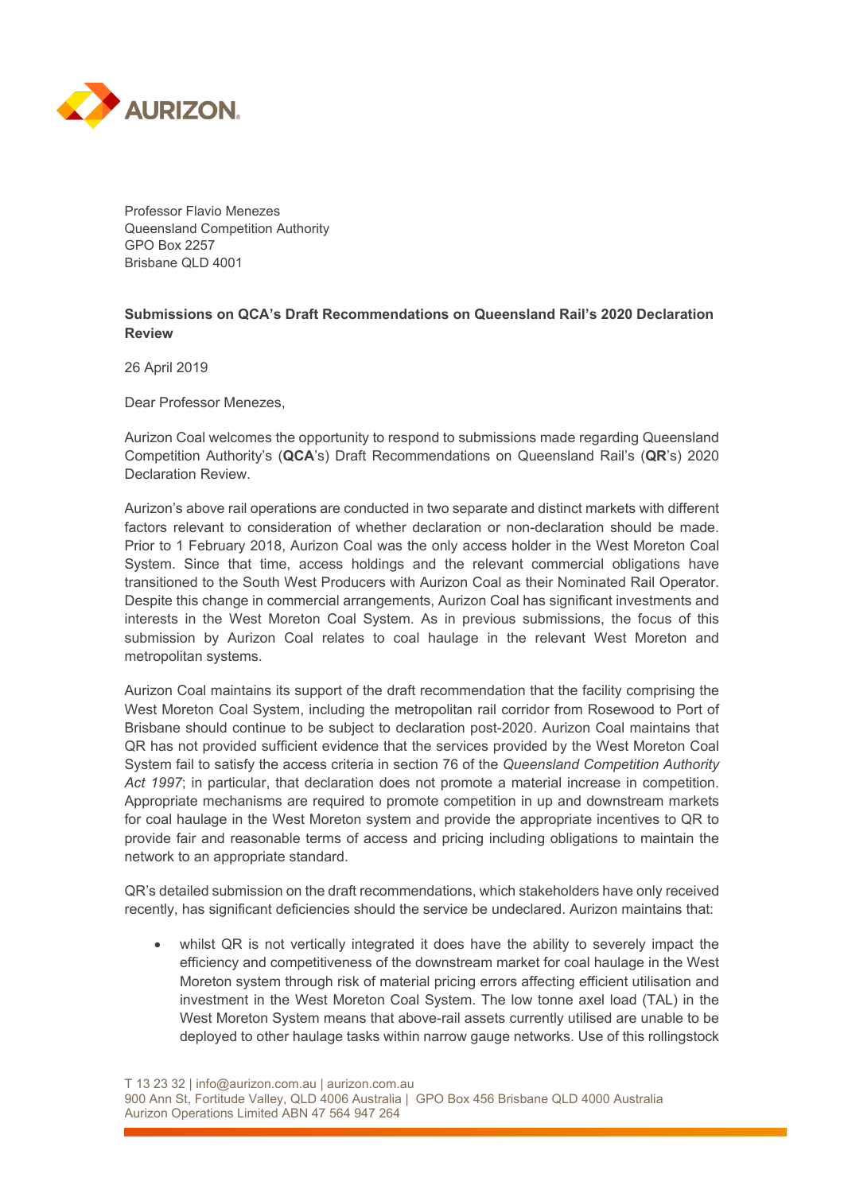Professor Flavio Menezes
Queensland Competition Authority
GPO Box 2257
Brisbane QLD 4001

**Submissions on QCA's Draft Recommendations on Queensland Rail's 2020 Declaration Review**

26 April 2019

Dear Professor Menezes,

Aurizon Coal welcomes the opportunity to respond to submissions made regarding Queensland Competition Authority's (**QCA**'s) Draft Recommendations on Queensland Rail's (**QR**'s) 2020 Declaration Review.

Aurizon's above rail operations are conducted in two separate and distinct markets with different factors relevant to consideration of whether declaration or non-declaration should be made. Prior to 1 February 2018, Aurizon Coal was the only access holder in the West Moreton Coal System. Since that time, access holdings and the relevant commercial obligations have transitioned to the South West Producers with Aurizon Coal as their Nominated Rail Operator. Despite this change in commercial arrangements, Aurizon Coal has significant investments and interests in the West Moreton Coal System. As in previous submissions, the focus of this submission by Aurizon Coal relates to coal haulage in the relevant West Moreton and metropolitan systems.

Aurizon Coal maintains its support of the draft recommendation that the facility comprising the West Moreton Coal System, including the metropolitan rail corridor from Rosewood to Port of Brisbane should continue to be subject to declaration post-2020. Aurizon Coal maintains that QR has not provided sufficient evidence that the services provided by the West Moreton Coal System fail to satisfy the access criteria in section 76 of the *Queensland Competition Authority Act 1997*; in particular, that declaration does not promote a material increase in competition. Appropriate mechanisms are required to promote competition in up and downstream markets for coal haulage in the West Moreton system and provide the appropriate incentives to QR to provide fair and reasonable terms of access and pricing including obligations to maintain the network to an appropriate standard.

QR's detailed submission on the draft recommendations, which stakeholders have only received recently, has significant deficiencies should the service be undeclared. Aurizon maintains that:

- whilst QR is not vertically integrated it does have the ability to severely impact the efficiency and competitiveness of the downstream market for coal haulage in the West Moreton system through risk of material pricing errors affecting efficient utilisation and investment in the West Moreton Coal System. The low tonne axel load (TAL) in the West Moreton System means that above-rail assets currently utilised are unable to be deployed to other haulage tasks within narrow gauge networks. Use of this rollingstock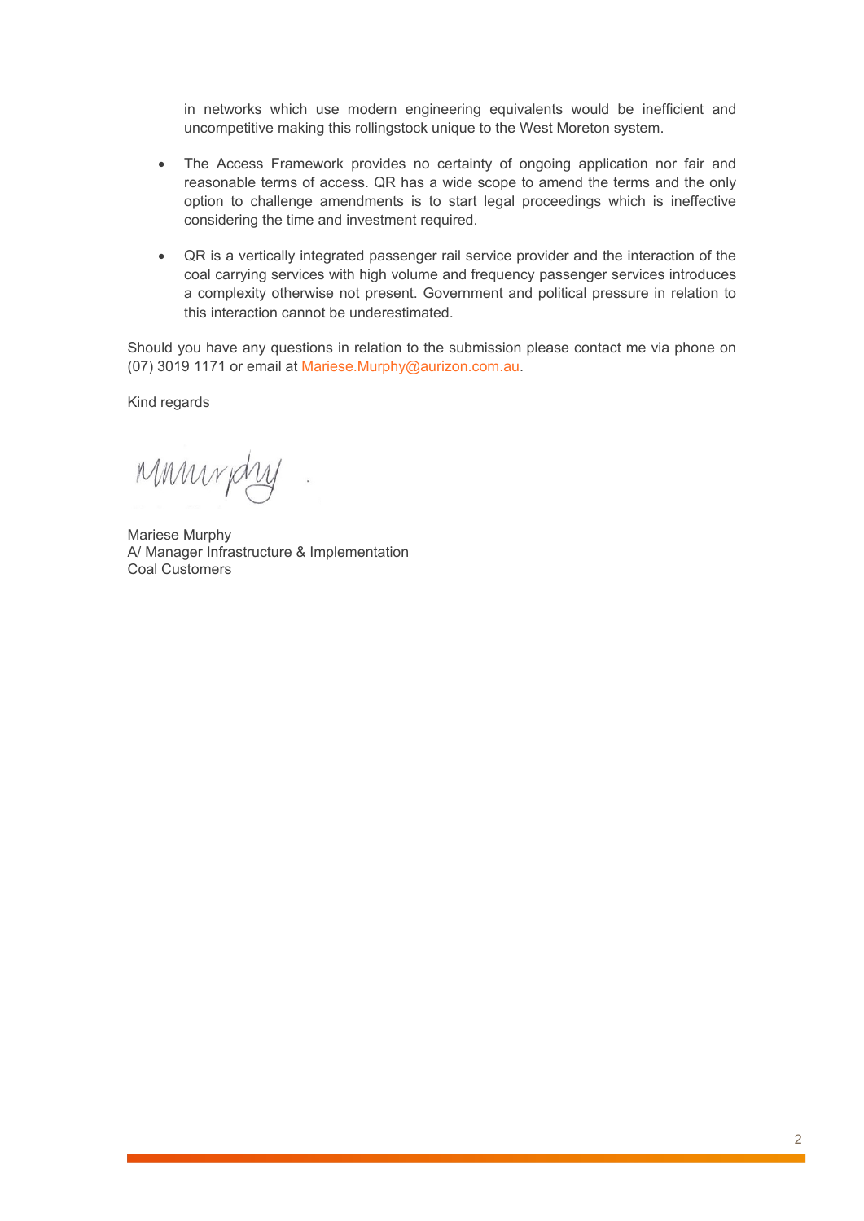in networks which use modern engineering equivalents would be inefficient and uncompetitive making this rollingstock unique to the West Moreton system.

- The Access Framework provides no certainty of ongoing application nor fair and reasonable terms of access. QR has a wide scope to amend the terms and the only option to challenge amendments is to start legal proceedings which is ineffective considering the time and investment required.

- QR is a vertically integrated passenger rail service provider and the interaction of the coal carrying services with high volume and frequency passenger services introduces a complexity otherwise not present. Government and political pressure in relation to this interaction cannot be underestimated.

Should you have any questions in relation to the submission please contact me via phone on (07) 3019 1171 or email at Mariese.Murphy@aurizon.com.au.

Kind regards

Mariese Murphy
A/ Manager Infrastructure & Implementation
Coal Customers